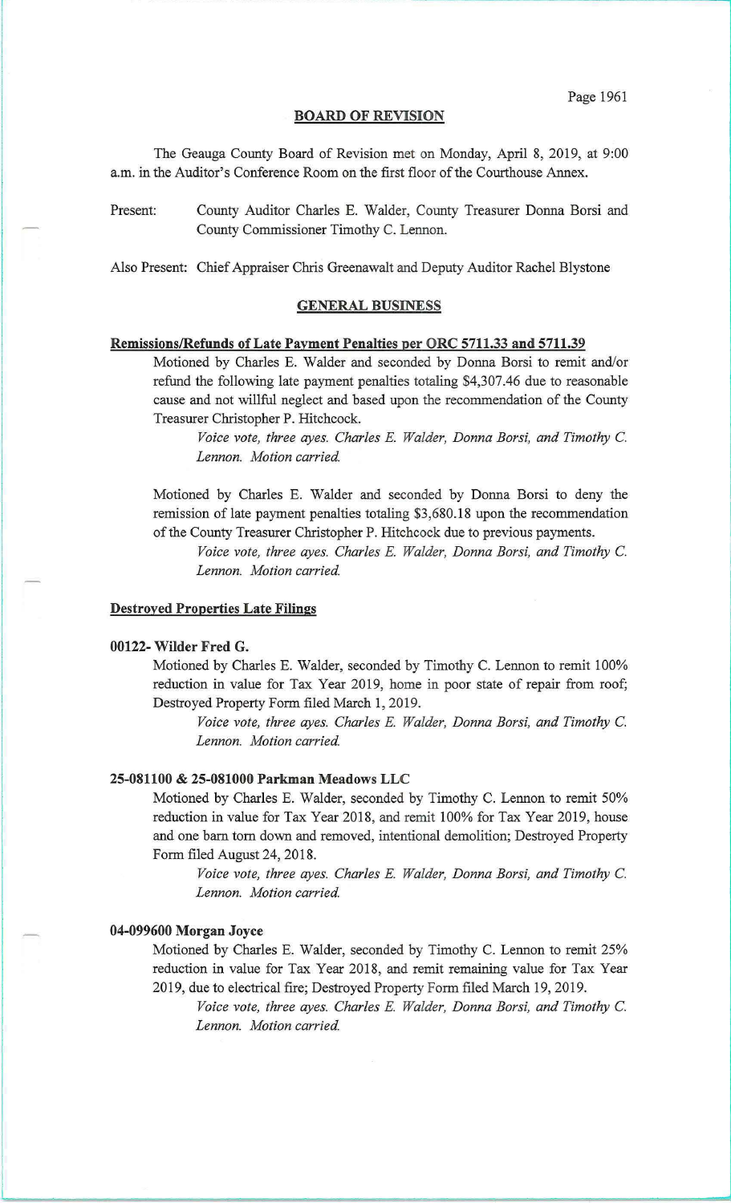## BOARD OF REVISION

The Geauga County Board of Revision met on Monday, April 8, 2019, at 9:00 a.m. in the Auditor's Conference Room on the first floor of the Courthouse Annex.

Present: County Auditor Charles E. Walder, County Treasurer Donna Borsi and County Commissioner Timothy C. Lennon.

Also Present: Chief Appraiser Chris Greenawalt and Deputy Auditor Rachel Blystone

### GENERAL BUSINESS

**Remissions/Refunds of Late Payment Penalties per ORC 5711.33 and 5711.39**

Motioned by Charles E. Walder and seconded by Donna Borsi to remit and/or refund the following late payment penalties totaling $4,307.46 due to reasonable cause and not willful neglect and based upon the recommendation of the County Treasurer Christopher P. Hitchcock.

*Voice vote, three ayes. Charles E. Walder, Donna Borsi, and Timothy C. Lennon. Motion carried.*

Motioned by Charles E. Walder and seconded by Donna Borsi to deny the remission of late payment penalties totaling $3,680.18 upon the recommendation of the County Treasurer Christopher P. Hitchcock due to previous payments.

*Voice vote, three ayes. Charles E. Walder, Donna Borsi, and Timothy C. Lennon. Motion carried.*

**Destroyed Properties Late Filings**

**00122- Wilder Fred G.**

Motioned by Charles E. Walder, seconded by Timothy C. Lennon to remit 100% reduction in value for Tax Year 2019, home in poor state of repair from roof; Destroyed Property Form filed March 1, 2019.

*Voice vote, three ayes. Charles E. Walder, Donna Borsi, and Timothy C. Lennon. Motion carried.*

**25-081100 & 25-081000 Parkman Meadows LLC**

Motioned by Charles E. Walder, seconded by Timothy C. Lennon to remit 50% reduction in value for Tax Year 2018, and remit 100% for Tax Year 2019, house and one barn torn down and removed, intentional demolition; Destroyed Property Form filed August 24, 2018.

*Voice vote, three ayes. Charles E. Walder, Donna Borsi, and Timothy C. Lennon. Motion carried.*

**04-099600 Morgan Joyce**

Motioned by Charles E. Walder, seconded by Timothy C. Lennon to remit 25% reduction in value for Tax Year 2018, and remit remaining value for Tax Year 2019, due to electrical fire; Destroyed Property Form filed March 19, 2019.

*Voice vote, three ayes. Charles E. Walder, Donna Borsi, and Timothy C. Lennon. Motion carried.*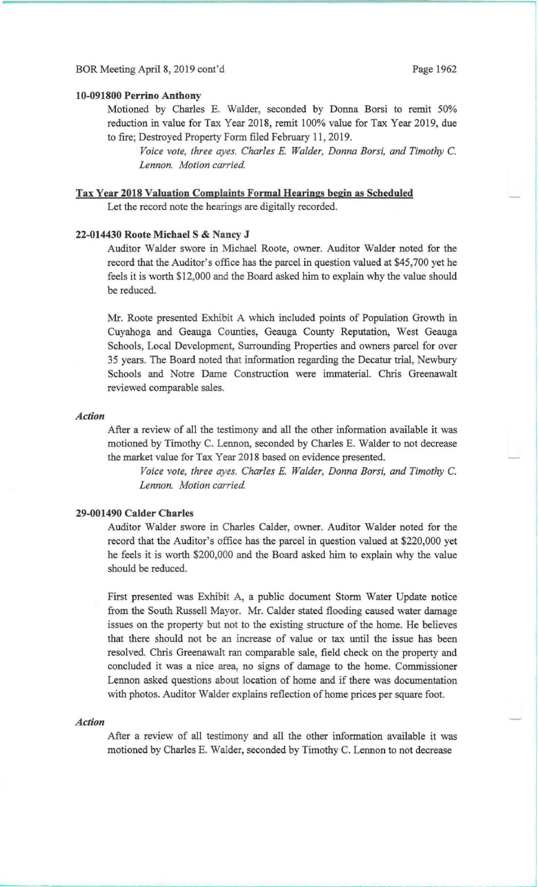**10-091800 Perrino Anthony**

Motioned by Charles E. Walder, seconded by Donna Borsi to remit 50% reduction in value for Tax Year 2018, remit 100% value for Tax Year 2019, due to fire; Destroyed Property Form filed February 11, 2019.

*Voice vote, three ayes. Charles E. Walder, Donna Borsi, and Timothy C. Lennon. Motion carried.*

**Tax Year 2018 Valuation Complaints Formal Hearings begin as Scheduled**

Let the record note the hearings are digitally recorded.

**22-014430 Roote Michael S & Nancy J**

Auditor Walder swore in Michael Roote, owner. Auditor Walder noted for the record that the Auditor's office has the parcel in question valued at $45,700 yet he feels it is worth $12,000 and the Board asked him to explain why the value should be reduced.

Mr. Roote presented Exhibit A which included points of Population Growth in Cuyahoga and Geauga Counties, Geauga County Reputation, West Geauga Schools, Local Development, Surrounding Properties and owners parcel for over 35 years. The Board noted that information regarding the Decatur trial, Newbury Schools and Notre Dame Construction were immaterial. Chris Greenawalt reviewed comparable sales.

***Action***

After a review of all the testimony and all the other information available it was motioned by Timothy C. Lennon, seconded by Charles E. Walder to not decrease the market value for Tax Year 2018 based on evidence presented.

*Voice vote, three ayes. Charles E. Walder, Donna Borsi, and Timothy C. Lennon. Motion carried.*

**29-001490 Calder Charles**

Auditor Walder swore in Charles Calder, owner. Auditor Walder noted for the record that the Auditor's office has the parcel in question valued at $220,000 yet he feels it is worth $200,000 and the Board asked him to explain why the value should be reduced.

First presented was Exhibit A, a public document Storm Water Update notice from the South Russell Mayor. Mr. Calder stated flooding caused water damage issues on the property but not to the existing structure of the home. He believes that there should not be an increase of value or tax until the issue has been resolved. Chris Greenawalt ran comparable sale, field check on the property and concluded it was a nice area, no signs of damage to the home. Commissioner Lennon asked questions about location of home and if there was documentation with photos. Auditor Walder explains reflection of home prices per square foot.

***Action***

After a review of all testimony and all the other information available it was motioned by Charles E. Walder, seconded by Timothy C. Lennon to not decrease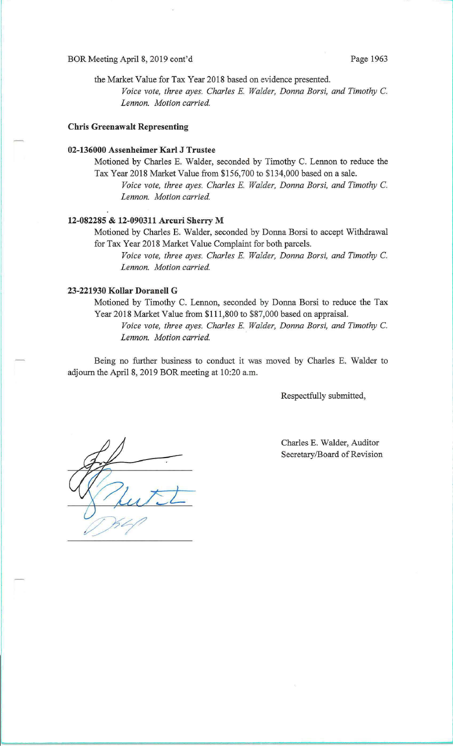the Market Value for Tax Year 2018 based on evidence presented.

*Voice vote, three ayes. Charles E. Walder, Donna Borsi, and Timothy C. Lennon. Motion carried.*

**Chris Greenawalt Representing**

**02-136000 Assenheimer Karl J Trustee**

Motioned by Charles E. Walder, seconded by Timothy C. Lennon to reduce the Tax Year 2018 Market Value from $156,700 to $134,000 based on a sale.

*Voice vote, three ayes. Charles E. Walder, Donna Borsi, and Timothy C. Lennon. Motion carried.*

**12-082285 & 12-090311 Arcuri Sherry M**

Motioned by Charles E. Walder, seconded by Donna Borsi to accept Withdrawal for Tax Year 2018 Market Value Complaint for both parcels.

*Voice vote, three ayes. Charles E. Walder, Donna Borsi, and Timothy C. Lennon. Motion carried.*

**23-221930 Kollar Doranell G**

Motioned by Timothy C. Lennon, seconded by Donna Borsi to reduce the Tax Year 2018 Market Value from $111,800 to $87,000 based on appraisal.

*Voice vote, three ayes. Charles E. Walder, Donna Borsi, and Timothy C. Lennon. Motion carried.*

Being no further business to conduct it was moved by Charles E. Walder to adjourn the April 8, 2019 BOR meeting at 10:20 a.m.

Respectfully submitted,

Charles E. Walder, Auditor
Secretary/Board of Revision